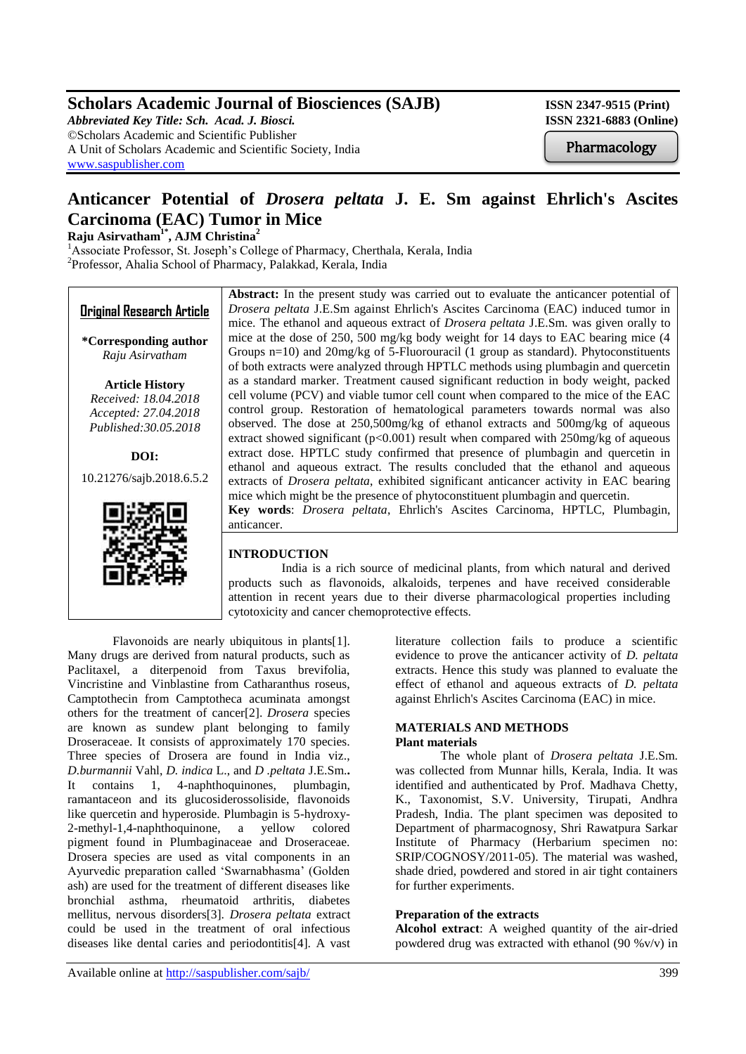# Scholars Academic Journal of Biosciences (SAJB)

*Abbreviated Key Title: Sch. Acad. J. Biosci.*
©Scholars Academic and Scientific Publisher
A Unit of Scholars Academic and Scientific Society, India
www.saspublisher.com

ISSN 2347-9515 (Print)
ISSN 2321-6883 (Online)

Pharmacology

# Anticancer Potential of *Drosera peltata* J. E. Sm against Ehrlich's Ascites Carcinoma (EAC) Tumor in Mice

**Raju Asirvatham[1*], AJM Christina[2]**

[1]Associate Professor, St. Joseph's College of Pharmacy, Cherthala, Kerala, India
[2]Professor, Ahalia School of Pharmacy, Palakkad, Kerala, India

**Original Research Article**

**\*Corresponding author**
*Raju Asirvatham*

**Article History**
*Received: 18.04.2018*
*Accepted: 27.04.2018*
*Published:30.05.2018*

**DOI:**
10.21276/sajb.2018.6.5.2

**Abstract:** In the present study was carried out to evaluate the anticancer potential of *Drosera peltata* J.E.Sm against Ehrlich's Ascites Carcinoma (EAC) induced tumor in mice. The ethanol and aqueous extract of *Drosera peltata* J.E.Sm. was given orally to mice at the dose of 250, 500 mg/kg body weight for 14 days to EAC bearing mice (4 Groups n=10) and 20mg/kg of 5-Fluorouracil (1 group as standard). Phytoconstituents of both extracts were analyzed through HPTLC methods using plumbagin and quercetin as a standard marker. Treatment caused significant reduction in body weight, packed cell volume (PCV) and viable tumor cell count when compared to the mice of the EAC control group. Restoration of hematological parameters towards normal was also observed. The dose at 250,500mg/kg of ethanol extracts and 500mg/kg of aqueous extract showed significant ($p<0.001$) result when compared with 250mg/kg of aqueous extract dose. HPTLC study confirmed that presence of plumbagin and quercetin in ethanol and aqueous extract. The results concluded that the ethanol and aqueous extracts of *Drosera peltata*, exhibited significant anticancer activity in EAC bearing mice which might be the presence of phytoconstituent plumbagin and quercetin.

**Key words**: *Drosera peltata*, Ehrlich's Ascites Carcinoma, HPTLC, Plumbagin, anticancer.

## INTRODUCTION

India is a rich source of medicinal plants, from which natural and derived products such as flavonoids, alkaloids, terpenes and have received considerable attention in recent years due to their diverse pharmacological properties including cytotoxicity and cancer chemoprotective effects.

Flavonoids are nearly ubiquitous in plants[1]. Many drugs are derived from natural products, such as Paclitaxel, a diterpenoid from Taxus brevifolia, Vincristine and Vinblastine from Catharanthus roseus, Camptothecin from Camptotheca acuminata amongst others for the treatment of cancer[2]. *Drosera* species are known as sundew plant belonging to family Droseraceae. It consists of approximately 170 species. Three species of Drosera are found in India viz., *D.burmannii* Vahl, *D. indica* L., and *D .peltata* J.E.Sm.. It contains 1, 4-naphthoquinones, plumbagin, ramantaceon and its glucosiderossoliside, flavonoids like quercetin and hyperoside. Plumbagin is 5-hydroxy-2-methyl-1,4-naphthoquinone, a yellow colored pigment found in Plumbaginaceae and Droseraceae. Drosera species are used as vital components in an Ayurvedic preparation called 'Swarnabhasma' (Golden ash) are used for the treatment of different diseases like bronchial asthma, rheumatoid arthritis, diabetes mellitus, nervous disorders[3]. *Drosera peltata* extract could be used in the treatment of oral infectious diseases like dental caries and periodontitis[4]. A vast literature collection fails to produce a scientific evidence to prove the anticancer activity of *D. peltata* extracts. Hence this study was planned to evaluate the effect of ethanol and aqueous extracts of *D. peltata* against Ehrlich's Ascites Carcinoma (EAC) in mice.

## MATERIALS AND METHODS

### Plant materials

The whole plant of *Drosera peltata* J.E.Sm. was collected from Munnar hills, Kerala, India. It was identified and authenticated by Prof. Madhava Chetty, K., Taxonomist, S.V. University, Tirupati, Andhra Pradesh, India. The plant specimen was deposited to Department of pharmacognosy, Shri Rawatpura Sarkar Institute of Pharmacy (Herbarium specimen no: SRIP/COGNOSY/2011-05). The material was washed, shade dried, powdered and stored in air tight containers for further experiments.

### Preparation of the extracts

**Alcohol extract**: A weighed quantity of the air-dried powdered drug was extracted with ethanol (90 %v/v) in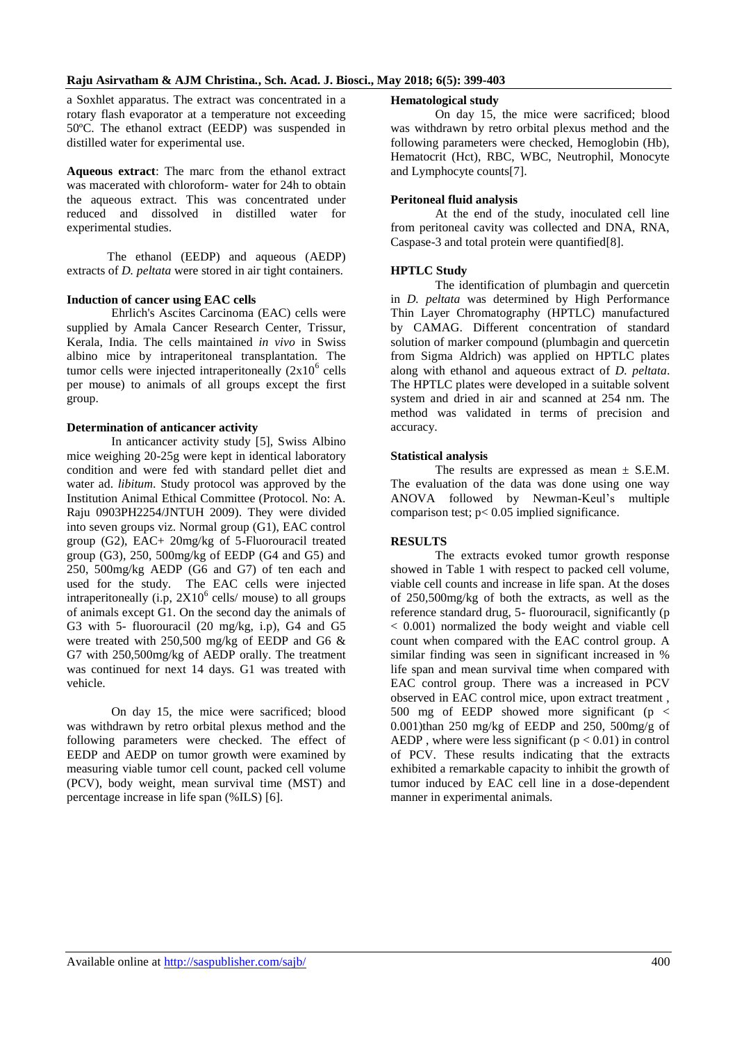a Soxhlet apparatus. The extract was concentrated in a rotary flash evaporator at a temperature not exceeding 50ºC. The ethanol extract (EEDP) was suspended in distilled water for experimental use.

**Aqueous extract**: The marc from the ethanol extract was macerated with chloroform- water for 24h to obtain the aqueous extract. This was concentrated under reduced and dissolved in distilled water for experimental studies.

The ethanol (EEDP) and aqueous (AEDP) extracts of *D. peltata* were stored in air tight containers.

**Induction of cancer using EAC cells**

Ehrlich's Ascites Carcinoma (EAC) cells were supplied by Amala Cancer Research Center, Trissur, Kerala, India. The cells maintained *in vivo* in Swiss albino mice by intraperitoneal transplantation. The tumor cells were injected intraperitoneally ($2x10^6$ cells per mouse) to animals of all groups except the first group.

**Determination of anticancer activity**

In anticancer activity study [5], Swiss Albino mice weighing 20-25g were kept in identical laboratory condition and were fed with standard pellet diet and water ad. *libitum*. Study protocol was approved by the Institution Animal Ethical Committee (Protocol. No: A. Raju 0903PH2254/JNTUH 2009). They were divided into seven groups viz. Normal group (G1), EAC control group (G2), EAC+ 20mg/kg of 5-Fluorouracil treated group (G3), 250, 500mg/kg of EEDP (G4 and G5) and 250, 500mg/kg AEDP (G6 and G7) of ten each and used for the study. The EAC cells were injected intraperitoneally (i.p, $2X10^6$ cells/ mouse) to all groups of animals except G1. On the second day the animals of G3 with 5- fluorouracil (20 mg/kg, i.p), G4 and G5 were treated with 250,500 mg/kg of EEDP and G6 & G7 with 250,500mg/kg of AEDP orally. The treatment was continued for next 14 days. G1 was treated with vehicle.

On day 15, the mice were sacrificed; blood was withdrawn by retro orbital plexus method and the following parameters were checked. The effect of EEDP and AEDP on tumor growth were examined by measuring viable tumor cell count, packed cell volume (PCV), body weight, mean survival time (MST) and percentage increase in life span (%ILS) [6].

**Hematological study**

On day 15, the mice were sacrificed; blood was withdrawn by retro orbital plexus method and the following parameters were checked, Hemoglobin (Hb), Hematocrit (Hct), RBC, WBC, Neutrophil, Monocyte and Lymphocyte counts[7].

**Peritoneal fluid analysis**

At the end of the study, inoculated cell line from peritoneal cavity was collected and DNA, RNA, Caspase-3 and total protein were quantified[8].

**HPTLC Study**

The identification of plumbagin and quercetin in *D. peltata* was determined by High Performance Thin Layer Chromatography (HPTLC) manufactured by CAMAG. Different concentration of standard solution of marker compound (plumbagin and quercetin from Sigma Aldrich) was applied on HPTLC plates along with ethanol and aqueous extract of *D. peltata*. The HPTLC plates were developed in a suitable solvent system and dried in air and scanned at 254 nm. The method was validated in terms of precision and accuracy.

**Statistical analysis**

The results are expressed as mean ± S.E.M. The evaluation of the data was done using one way ANOVA followed by Newman-Keul's multiple comparison test; $p< 0.05$ implied significance.

**RESULTS**

The extracts evoked tumor growth response showed in Table 1 with respect to packed cell volume, viable cell counts and increase in life span. At the doses of 250,500mg/kg of both the extracts, as well as the reference standard drug, 5- fluorouracil, significantly ($p < 0.001$) normalized the body weight and viable cell count when compared with the EAC control group. A similar finding was seen in significant increased in % life span and mean survival time when compared with EAC control group. There was a increased in PCV observed in EAC control mice, upon extract treatment , 500 mg of EEDP showed more significant ($p < 0.001$)than 250 mg/kg of EEDP and 250, 500mg/g of AEDP , where were less significant ($p < 0.01$) in control of PCV. These results indicating that the extracts exhibited a remarkable capacity to inhibit the growth of tumor induced by EAC cell line in a dose-dependent manner in experimental animals.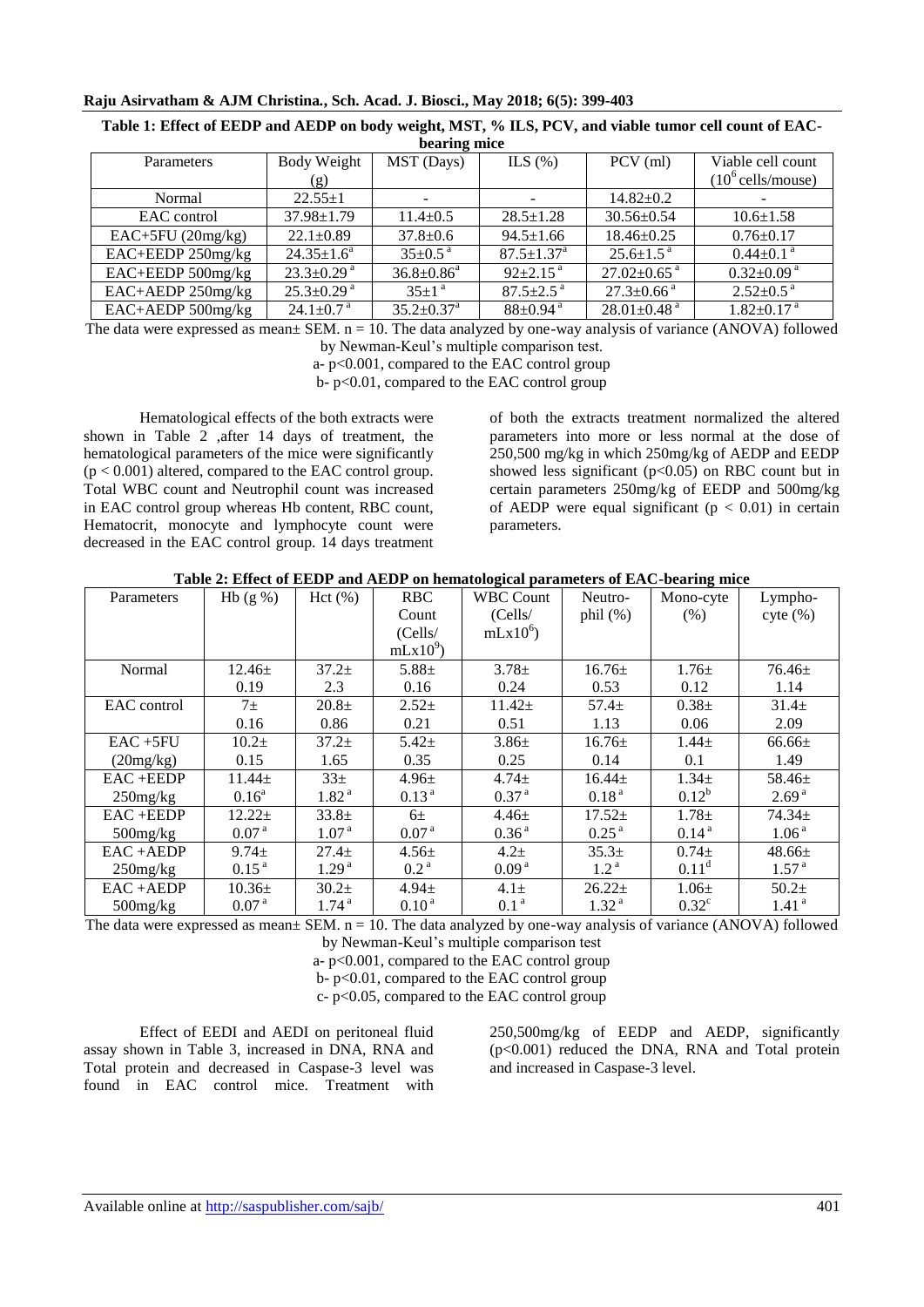**Table 1: Effect of EEDP and AEDP on body weight, MST, % ILS, PCV, and viable tumor cell count of EAC-bearing mice**

| Parameters | Body Weight (g) | MST (Days) | ILS (%) | PCV (ml) | Viable cell count ($10^6$ cells/mouse) |
|---|---|---|---|---|---|
| Normal | 22.55±1 | - | - | 14.82±0.2 | - |
| EAC control | 37.98±1.79 | 11.4±0.5 | 28.5±1.28 | 30.56±0.54 | 10.6±1.58 |
| EAC+5FU (20mg/kg) | 22.1±0.89 | 37.8±0.6 | 94.5±1.66 | 18.46±0.25 | 0.76±0.17 |
| EAC+EEDP 250mg/kg | 24.35±1.6[a] | 35±0.5[a] | 87.5±1.37[a] | 25.6±1.5[a] | 0.44±0.1[a] |
| EAC+EEDP 500mg/kg | 23.3±0.29[a] | 36.8±0.86[a] | 92±2.15[a] | 27.02±0.65[a] | 0.32±0.09[a] |
| EAC+AEDP 250mg/kg | 25.3±0.29[a] | 35±1[a] | 87.5±2.5[a] | 27.3±0.66[a] | 2.52±0.5[a] |
| EAC+AEDP 500mg/kg | 24.1±0.7[a] | 35.2±0.37[a] | 88±0.94[a] | 28.01±0.48[a] | 1.82±0.17[a] |

The data were expressed as mean± SEM. n = 10. The data analyzed by one-way analysis of variance (ANOVA) followed by Newman-Keul's multiple comparison test.

a- $p<0.001$, compared to the EAC control group

b- $p<0.01$, compared to the EAC control group

Hematological effects of the both extracts were shown in Table 2 ,after 14 days of treatment, the hematological parameters of the mice were significantly ($p < 0.001$) altered, compared to the EAC control group. Total WBC count and Neutrophil count was increased in EAC control group whereas Hb content, RBC count, Hematocrit, monocyte and lymphocyte count were decreased in the EAC control group. 14 days treatment of both the extracts treatment normalized the altered parameters into more or less normal at the dose of 250,500 mg/kg in which 250mg/kg of AEDP and EEDP showed less significant ($p<0.05$) on RBC count but in certain parameters 250mg/kg of EEDP and 500mg/kg of AEDP were equal significant ($p < 0.01$) in certain parameters.

**Table 2: Effect of EEDP and AEDP on hematological parameters of EAC-bearing mice**

| Parameters | Hb (g %) | Hct (%) | RBC Count (Cells/ mLx$10^9$) | WBC Count (Cells/ mLx$10^6$) | Neutro-phil (%) | Mono-cyte (%) | Lympho-cyte (%) |
|---|---|---|---|---|---|---|---|
| Normal | 12.46± 0.19 | 37.2± 2.3 | 5.88± 0.16 | 3.78± 0.24 | 16.76± 0.53 | 1.76± 0.12 | 76.46± 1.14 |
| EAC control | 7± 0.16 | 20.8± 0.86 | 2.52± 0.21 | 11.42± 0.51 | 57.4± 1.13 | 0.38± 0.06 | 31.4± 2.09 |
| EAC +5FU (20mg/kg) | 10.2± 0.15 | 37.2± 1.65 | 5.42± 0.35 | 3.86± 0.25 | 16.76± 0.14 | 1.44± 0.1 | 66.66± 1.49 |
| EAC +EEDP 250mg/kg | 11.44± 0.16[a] | 33± 1.82[a] | 4.96± 0.13[a] | 4.74± 0.37[a] | 16.44± 0.18[a] | 1.34± 0.12[b] | 58.46± 2.69[a] |
| EAC +EEDP 500mg/kg | 12.22± 0.07[a] | 33.8± 1.07[a] | 6± 0.07[a] | 4.46± 0.36[a] | 17.52± 0.25[a] | 1.78± 0.14[a] | 74.34± 1.06[a] |
| EAC +AEDP 250mg/kg | 9.74± 0.15[a] | 27.4± 1.29[a] | 4.56± 0.2[a] | 4.2± 0.09[a] | 35.3± 1.2[a] | 0.74± 0.11[d] | 48.66± 1.57[a] |
| EAC +AEDP 500mg/kg | 10.36± 0.07[a] | 30.2± 1.74[a] | 4.94± 0.10[a] | 4.1± 0.1[a] | 26.22± 1.32[a] | 1.06± 0.32[c] | 50.2± 1.41[a] |

The data were expressed as mean± SEM. n = 10. The data analyzed by one-way analysis of variance (ANOVA) followed by Newman-Keul's multiple comparison test

a- $p<0.001$, compared to the EAC control group

b- $p<0.01$, compared to the EAC control group

c- $p<0.05$, compared to the EAC control group

Effect of EEDI and AEDI on peritoneal fluid assay shown in Table 3, increased in DNA, RNA and Total protein and decreased in Caspase-3 level was found in EAC control mice. Treatment with 250,500mg/kg of EEDP and AEDP, significantly ($p<0.001$) reduced the DNA, RNA and Total protein and increased in Caspase-3 level.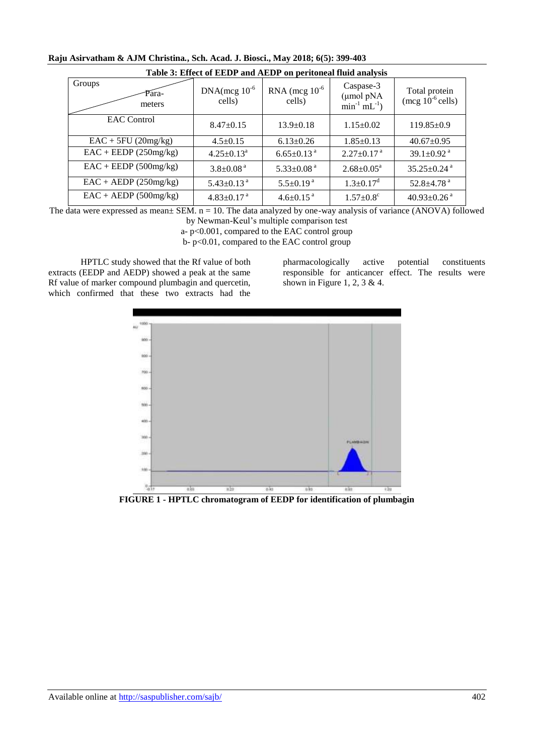**Table 3: Effect of EEDP and AEDP on peritoneal fluid analysis**

| Groups / Parameters | DNA(mcg $10^{-6}$ cells) | RNA (mcg $10^{-6}$ cells) | Caspase-3 (µmol pNA $min^{-1}$ $mL^{-1}$) | Total protein (mcg $10^{-6}$ cells) |
|---|---|---|---|---|
| EAC Control | 8.47±0.15 | 13.9±0.18 | 1.15±0.02 | 119.85±0.9 |
| EAC + 5FU (20mg/kg) | 4.5±0.15 | 6.13±0.26 | 1.85±0.13 | 40.67±0.95 |
| EAC + EEDP (250mg/kg) | 4.25±0.13[a] | 6.65±0.13 [a] | 2.27±0.17 [a] | 39.1±0.92 [a] |
| EAC + EEDP (500mg/kg) | 3.8±0.08 [a] | 5.33±0.08 [a] | 2.68±0.05[a] | 35.25±0.24 [a] |
| EAC + AEDP (250mg/kg) | 5.43±0.13 [a] | 5.5±0.19 [a] | 1.3±0.17[d] | 52.8±4.78 [a] |
| EAC + AEDP (500mg/kg) | 4.83±0.17 [a] | 4.6±0.15 [a] | 1.57±0.8[c] | 40.93±0.26 [a] |

The data were expressed as mean± SEM. n = 10. The data analyzed by one-way analysis of variance (ANOVA) followed by Newman-Keul's multiple comparison test

a- p<0.001, compared to the EAC control group

b- p<0.01, compared to the EAC control group

HPTLC study showed that the Rf value of both extracts (EEDP and AEDP) showed a peak at the same Rf value of marker compound plumbagin and quercetin, which confirmed that these two extracts had the pharmacologically active potential constituents responsible for anticancer effect. The results were shown in Figure 1, 2, 3 & 4.

**FIGURE 1 - HPTLC chromatogram of EEDP for identification of plumbagin**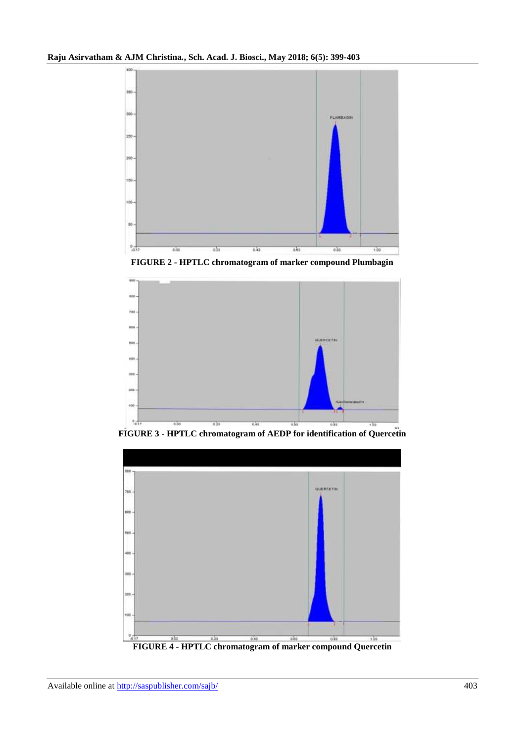FIGURE 2 - HPTLC chromatogram of marker compound Plumbagin

FIGURE 3 - HPTLC chromatogram of AEDP for identification of Quercetin

FIGURE 4 - HPTLC chromatogram of marker compound Quercetin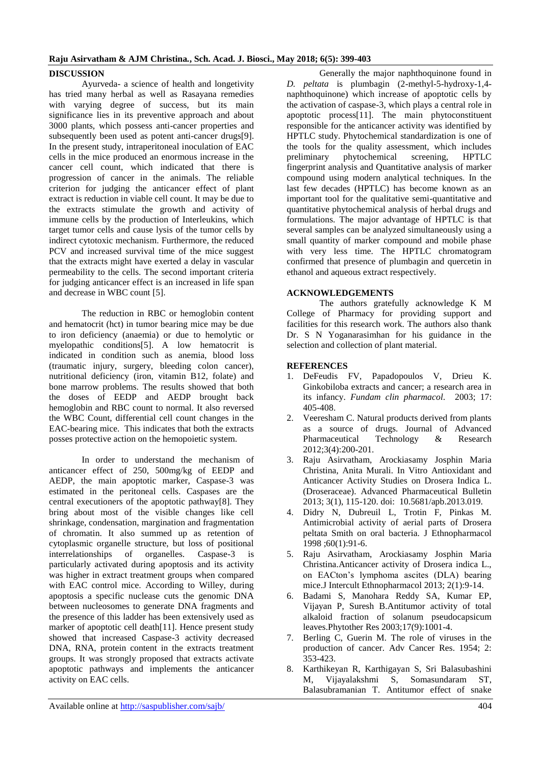## DISCUSSION

Ayurveda- a science of health and longetivity has tried many herbal as well as Rasayana remedies with varying degree of success, but its main significance lies in its preventive approach and about 3000 plants, which possess anti-cancer properties and subsequently been used as potent anti-cancer drugs[9]. In the present study, intraperitoneal inoculation of EAC cells in the mice produced an enormous increase in the cancer cell count, which indicated that there is progression of cancer in the animals. The reliable criterion for judging the anticancer effect of plant extract is reduction in viable cell count. It may be due to the extracts stimulate the growth and activity of immune cells by the production of Interleukins, which target tumor cells and cause lysis of the tumor cells by indirect cytotoxic mechanism. Furthermore, the reduced PCV and increased survival time of the mice suggest that the extracts might have exerted a delay in vascular permeability to the cells. The second important criteria for judging anticancer effect is an increased in life span and decrease in WBC count [5].

The reduction in RBC or hemoglobin content and hematocrit (hct) in tumor bearing mice may be due to iron deficiency (anaemia) or due to hemolytic or myelopathic conditions[5]. A low hematocrit is indicated in condition such as anemia, blood loss (traumatic injury, surgery, bleeding colon cancer), nutritional deficiency (iron, vitamin B12, folate) and bone marrow problems. The results showed that both the doses of EEDP and AEDP brought back hemoglobin and RBC count to normal. It also reversed the WBC Count, differential cell count changes in the EAC-bearing mice. This indicates that both the extracts posses protective action on the hemopoietic system.

In order to understand the mechanism of anticancer effect of 250, 500mg/kg of EEDP and AEDP, the main apoptotic marker, Caspase-3 was estimated in the peritoneal cells. Caspases are the central executioners of the apoptotic pathway[8]. They bring about most of the visible changes like cell shrinkage, condensation, margination and fragmentation of chromatin. It also summed up as retention of cytoplasmic organelle structure, but loss of positional interrelationships of organelles. Caspase-3 is particularly activated during apoptosis and its activity was higher in extract treatment groups when compared with EAC control mice. According to Willey, during apoptosis a specific nuclease cuts the genomic DNA between nucleosomes to generate DNA fragments and the presence of this ladder has been extensively used as marker of apoptotic cell death[11]. Hence present study showed that increased Caspase-3 activity decreased DNA, RNA, protein content in the extracts treatment groups. It was strongly proposed that extracts activate apoptotic pathways and implements the anticancer activity on EAC cells.

Generally the major naphthoquinone found in *D. peltata* is plumbagin (2-methyl-5-hydroxy-1,4-naphthoquinone) which increase of apoptotic cells by the activation of caspase-3, which plays a central role in apoptotic process[11]. The main phytoconstituent responsible for the anticancer activity was identified by HPTLC study. Phytochemical standardization is one of the tools for the quality assessment, which includes preliminary phytochemical screening, HPTLC fingerprint analysis and Quantitative analysis of marker compound using modern analytical techniques. In the last few decades (HPTLC) has become known as an important tool for the qualitative semi-quantitative and quantitative phytochemical analysis of herbal drugs and formulations. The major advantage of HPTLC is that several samples can be analyzed simultaneously using a small quantity of marker compound and mobile phase with very less time. The HPTLC chromatogram confirmed that presence of plumbagin and quercetin in ethanol and aqueous extract respectively.

## ACKNOWLEDGEMENTS

The authors gratefully acknowledge K M College of Pharmacy for providing support and facilities for this research work. The authors also thank Dr. S N Yoganarasimhan for his guidance in the selection and collection of plant material.

## REFERENCES

1. DeFeudis FV, Papadopoulos V, Drieu K. Ginkobiloba extracts and cancer; a research area in its infancy. *Fundam clin pharmacol*. 2003; 17: 405-408.
2. Veeresham C. Natural products derived from plants as a source of drugs. Journal of Advanced Pharmaceutical Technology & Research 2012;3(4):200-201.
3. Raju Asirvatham, Arockiasamy Josphin Maria Christina, Anita Murali. In Vitro Antioxidant and Anticancer Activity Studies on Drosera Indica L. (Droseraceae). Advanced Pharmaceutical Bulletin 2013; 3(1), 115-120. doi: 10.5681/apb.2013.019.
4. Didry N, Dubreuil L, Trotin F, Pinkas M. Antimicrobial activity of aerial parts of Drosera peltata Smith on oral bacteria. J Ethnopharmacol 1998 ;60(1):91-6.
5. Raju Asirvatham, Arockiasamy Josphin Maria Christina.Anticancer activity of Drosera indica L., on EACton's lymphoma ascites (DLA) bearing mice.J Intercult Ethnopharmacol 2013; 2(1):9-14.
6. Badami S, Manohara Reddy SA, Kumar EP, Vijayan P, Suresh B.Antitumor activity of total alkaloid fraction of solanum pseudocapsicum leaves.Phytother Res 2003;17(9):1001-4.
7. Berling C, Guerin M. The role of viruses in the production of cancer. Adv Cancer Res. 1954; 2: 353-423.
8. Karthikeyan R, Karthigayan S, Sri Balasubashini M, Vijayalakshmi S, Somasundaram ST, Balasubramanian T. Antitumor effect of snake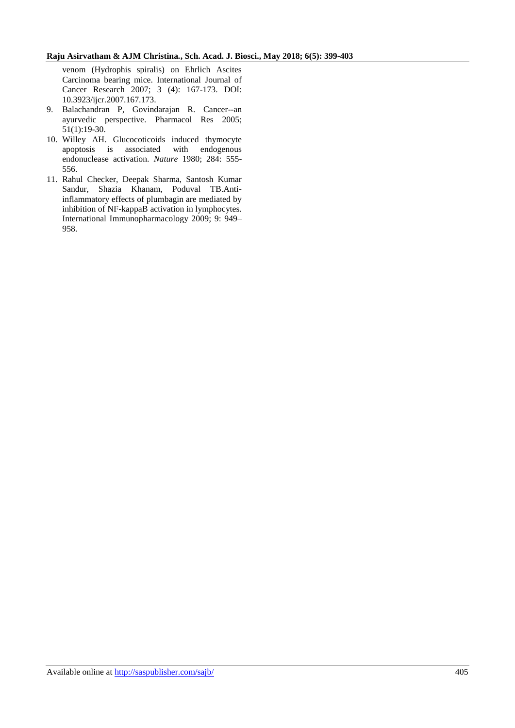venom (Hydrophis spiralis) on Ehrlich Ascites Carcinoma bearing mice. International Journal of Cancer Research 2007; 3 (4): 167-173. DOI: 10.3923/ijcr.2007.167.173.

9. Balachandran P, Govindarajan R. Cancer--an ayurvedic perspective. Pharmacol Res 2005; 51(1):19-30.
10. Willey AH. Glucocoticoids induced thymocyte apoptosis is associated with endogenous endonuclease activation. *Nature* 1980; 284: 555-556.
11. Rahul Checker, Deepak Sharma, Santosh Kumar Sandur, Shazia Khanam, Poduval TB.Anti-inflammatory effects of plumbagin are mediated by inhibition of NF-kappaB activation in lymphocytes. International Immunopharmacology 2009; 9: 949–958.